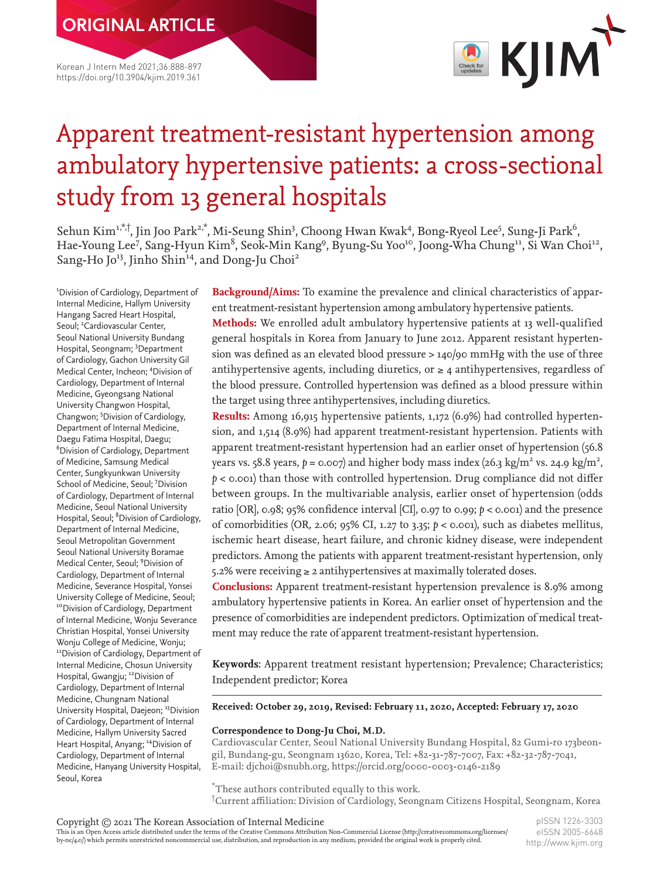ORIGINAL ARTICLE

# Apparent treatment-resistant hypertension among ambulatory hypertensive patients: a cross-sectional study from 13 general hospitals

Sehun Kim[1,*,†], Jin Joo Park[2,*], Mi-Seung Shin[3], Choong Hwan Kwak[4], Bong-Ryeol Lee[5], Sung-Ji Park[6], Hae-Young Lee[7], Sang-Hyun Kim[8], Seok-Min Kang[9], Byung-Su Yoo[10], Joong-Wha Chung[11], Si Wan Choi[12], Sang-Ho Jo[13], Jinho Shin[14], and Dong-Ju Choi[2]

[1]Division of Cardiology, Department of Internal Medicine, Hallym University Hangang Sacred Heart Hospital, Seoul; [2]Cardiovascular Center, Seoul National University Bundang Hospital, Seongnam; [3]Department of Cardiology, Gachon University Gil Medical Center, Incheon; [4]Division of Cardiology, Department of Internal Medicine, Gyeongsang National University Changwon Hospital, Changwon; [5]Division of Cardiology, Department of Internal Medicine, Daegu Fatima Hospital, Daegu; [6]Division of Cardiology, Department of Medicine, Samsung Medical Center, Sungkyunkwan University School of Medicine, Seoul; [7]Division of Cardiology, Department of Internal Medicine, Seoul National University Hospital, Seoul; [8]Division of Cardiology, Department of Internal Medicine, Seoul Metropolitan Government Seoul National University Boramae Medical Center, Seoul; [9]Division of Cardiology, Department of Internal Medicine, Severance Hospital, Yonsei University College of Medicine, Seoul; [10]Division of Cardiology, Department of Internal Medicine, Wonju Severance Christian Hospital, Yonsei University Wonju College of Medicine, Wonju; [11]Division of Cardiology, Department of Internal Medicine, Chosun University Hospital, Gwangju; [12]Division of Cardiology, Department of Internal Medicine, Chungnam National University Hospital, Daejeon; [13]Division of Cardiology, Department of Internal Medicine, Hallym University Sacred Heart Hospital, Anyang; [14]Division of Cardiology, Department of Internal Medicine, Hanyang University Hospital, Seoul, Korea

**Background/Aims:** To examine the prevalence and clinical characteristics of apparent treatment-resistant hypertension among ambulatory hypertensive patients.

**Methods:** We enrolled adult ambulatory hypertensive patients at 13 well-qualified general hospitals in Korea from January to June 2012. Apparent resistant hypertension was defined as an elevated blood pressure > 140/90 mmHg with the use of three antihypertensive agents, including diuretics, or ≥ 4 antihypertensives, regardless of the blood pressure. Controlled hypertension was defined as a blood pressure within the target using three antihypertensives, including diuretics.

**Results:** Among 16,915 hypertensive patients, 1,172 (6.9%) had controlled hypertension, and 1,514 (8.9%) had apparent treatment-resistant hypertension. Patients with apparent treatment-resistant hypertension had an earlier onset of hypertension (56.8 years vs. 58.8 years, $p = 0.007$) and higher body mass index (26.3 kg/m$^2$ vs. 24.9 kg/m$^2$, $p < 0.001$) than those with controlled hypertension. Drug compliance did not differ between groups. In the multivariable analysis, earlier onset of hypertension (odds ratio [OR], 0.98; 95% confidence interval [CI], 0.97 to 0.99; $p < 0.001$) and the presence of comorbidities (OR, 2.06; 95% CI, 1.27 to 3.35; $p < 0.001$), such as diabetes mellitus, ischemic heart disease, heart failure, and chronic kidney disease, were independent predictors. Among the patients with apparent treatment-resistant hypertension, only 5.2% were receiving ≥ 2 antihypertensives at maximally tolerated doses.

**Conclusions:** Apparent treatment-resistant hypertension prevalence is 8.9% among ambulatory hypertensive patients in Korea. An earlier onset of hypertension and the presence of comorbidities are independent predictors. Optimization of medical treatment may reduce the rate of apparent treatment-resistant hypertension.

**Keywords**: Apparent treatment resistant hypertension; Prevalence; Characteristics; Independent predictor; Korea

**Received: October 29, 2019, Revised: February 11, 2020, Accepted: February 17, 2020**

**Correspondence to Dong-Ju Choi, M.D.**
Cardiovascular Center, Seoul National University Bundang Hospital, 82 Gumi-ro 173beon-gil, Bundang-gu, Seongnam 13620, Korea, Tel: +82-31-787-7007, Fax: +82-32-787-7041, E-mail: djchoi@snubh.org, https://orcid.org/0000-0003-0146-2189

*These authors contributed equally to this work.
†Current affiliation: Division of Cardiology, Seongnam Citizens Hospital, Seongnam, Korea

Copyright © 2021 The Korean Association of Internal Medicine
This is an Open Access article distributed under the terms of the Creative Commons Attribution Non-Commercial License (http://creativecommons.org/licenses/by-nc/4.0/) which permits unrestricted noncommercial use, distribution, and reproduction in any medium, provided the original work is properly cited.

pISSN 1226-3303
eISSN 2005-6648
http://www.kjim.org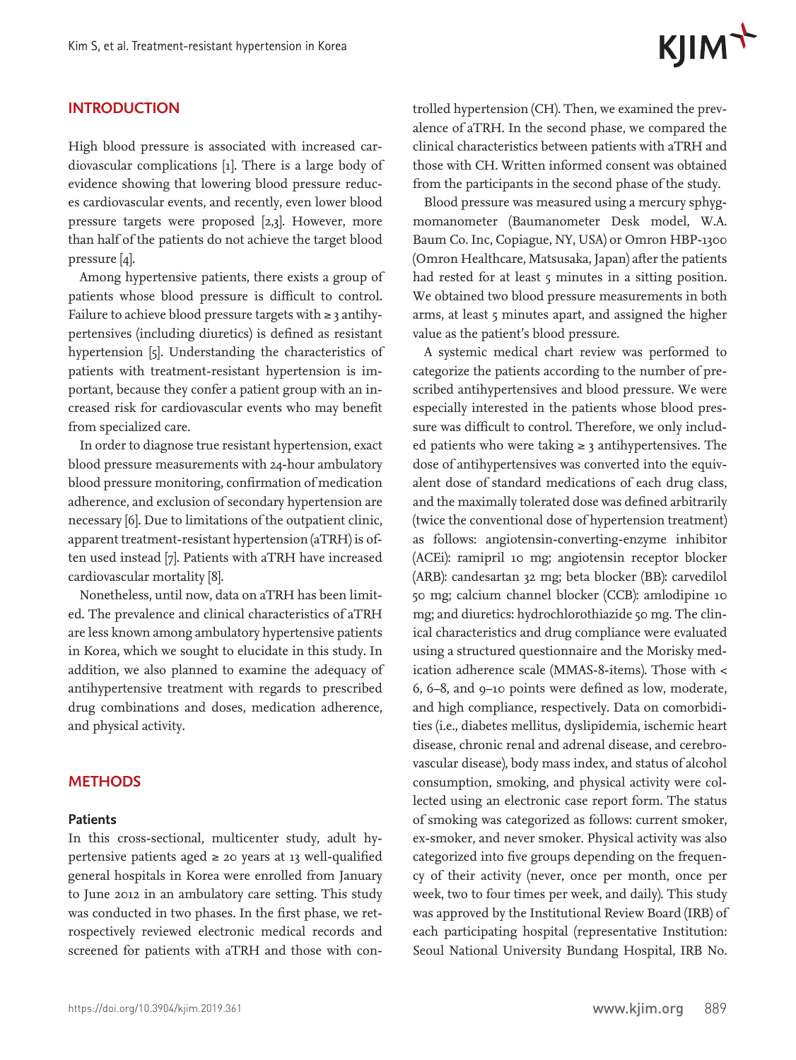## INTRODUCTION

High blood pressure is associated with increased cardiovascular complications [1]. There is a large body of evidence showing that lowering blood pressure reduces cardiovascular events, and recently, even lower blood pressure targets were proposed [2,3]. However, more than half of the patients do not achieve the target blood pressure [4].

Among hypertensive patients, there exists a group of patients whose blood pressure is difficult to control. Failure to achieve blood pressure targets with ≥ 3 antihypertensives (including diuretics) is defined as resistant hypertension [5]. Understanding the characteristics of patients with treatment-resistant hypertension is important, because they confer a patient group with an increased risk for cardiovascular events who may benefit from specialized care.

In order to diagnose true resistant hypertension, exact blood pressure measurements with 24-hour ambulatory blood pressure monitoring, confirmation of medication adherence, and exclusion of secondary hypertension are necessary [6]. Due to limitations of the outpatient clinic, apparent treatment-resistant hypertension (aTRH) is often used instead [7]. Patients with aTRH have increased cardiovascular mortality [8].

Nonetheless, until now, data on aTRH has been limited. The prevalence and clinical characteristics of aTRH are less known among ambulatory hypertensive patients in Korea, which we sought to elucidate in this study. In addition, we also planned to examine the adequacy of antihypertensive treatment with regards to prescribed drug combinations and doses, medication adherence, and physical activity.

## METHODS

### Patients

In this cross-sectional, multicenter study, adult hypertensive patients aged ≥ 20 years at 13 well-qualified general hospitals in Korea were enrolled from January to June 2012 in an ambulatory care setting. This study was conducted in two phases. In the first phase, we retrospectively reviewed electronic medical records and screened for patients with aTRH and those with controlled hypertension (CH). Then, we examined the prevalence of aTRH. In the second phase, we compared the clinical characteristics between patients with aTRH and those with CH. Written informed consent was obtained from the participants in the second phase of the study.

Blood pressure was measured using a mercury sphygmomanometer (Baumanometer Desk model, W.A. Baum Co. Inc, Copiague, NY, USA) or Omron HBP-1300 (Omron Healthcare, Matsusaka, Japan) after the patients had rested for at least 5 minutes in a sitting position. We obtained two blood pressure measurements in both arms, at least 5 minutes apart, and assigned the higher value as the patient's blood pressure.

A systemic medical chart review was performed to categorize the patients according to the number of prescribed antihypertensives and blood pressure. We were especially interested in the patients whose blood pressure was difficult to control. Therefore, we only included patients who were taking ≥ 3 antihypertensives. The dose of antihypertensives was converted into the equivalent dose of standard medications of each drug class, and the maximally tolerated dose was defined arbitrarily (twice the conventional dose of hypertension treatment) as follows: angiotensin-converting-enzyme inhibitor (ACEi): ramipril 10 mg; angiotensin receptor blocker (ARB): candesartan 32 mg; beta blocker (BB): carvedilol 50 mg; calcium channel blocker (CCB): amlodipine 10 mg; and diuretics: hydrochlorothiazide 50 mg. The clinical characteristics and drug compliance were evaluated using a structured questionnaire and the Morisky medication adherence scale (MMAS-8-items). Those with < 6, 6–8, and 9–10 points were defined as low, moderate, and high compliance, respectively. Data on comorbidities (i.e., diabetes mellitus, dyslipidemia, ischemic heart disease, chronic renal and adrenal disease, and cerebrovascular disease), body mass index, and status of alcohol consumption, smoking, and physical activity were collected using an electronic case report form. The status of smoking was categorized as follows: current smoker, ex-smoker, and never smoker. Physical activity was also categorized into five groups depending on the frequency of their activity (never, once per month, once per week, two to four times per week, and daily). This study was approved by the Institutional Review Board (IRB) of each participating hospital (representative Institution: Seoul National University Bundang Hospital, IRB No.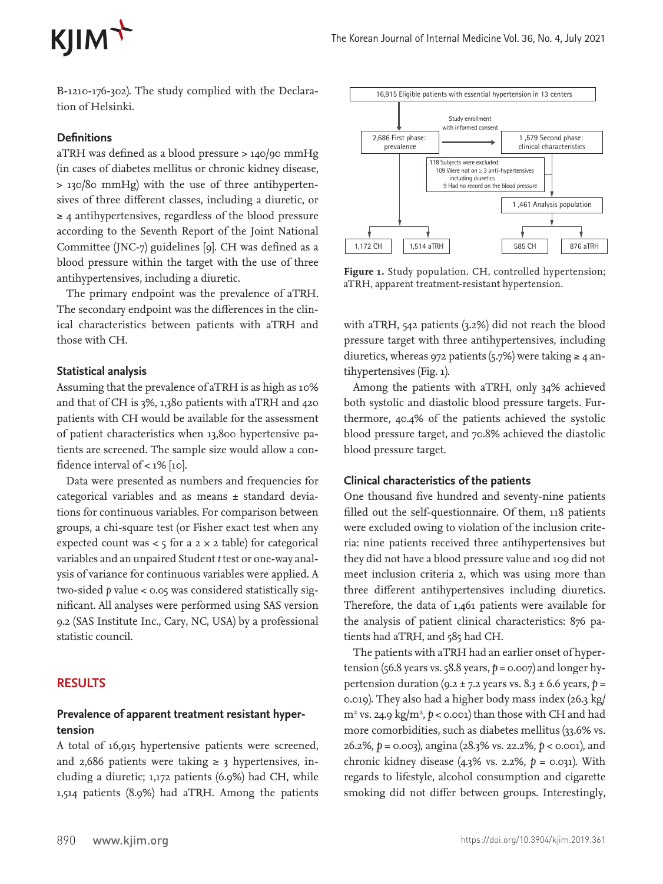B-1210-176-302). The study complied with the Declaration of Helsinki.

### Definitions

aTRH was defined as a blood pressure > 140/90 mmHg (in cases of diabetes mellitus or chronic kidney disease, > 130/80 mmHg) with the use of three antihypertensives of three different classes, including a diuretic, or ≥ 4 antihypertensives, regardless of the blood pressure according to the Seventh Report of the Joint National Committee (JNC-7) guidelines [9]. CH was defined as a blood pressure within the target with the use of three antihypertensives, including a diuretic.

The primary endpoint was the prevalence of aTRH. The secondary endpoint was the differences in the clinical characteristics between patients with aTRH and those with CH.

### Statistical analysis

Assuming that the prevalence of aTRH is as high as 10% and that of CH is 3%, 1,380 patients with aTRH and 420 patients with CH would be available for the assessment of patient characteristics when 13,800 hypertensive patients are screened. The sample size would allow a confidence interval of < 1% [10].

Data were presented as numbers and frequencies for categorical variables and as means ± standard deviations for continuous variables. For comparison between groups, a chi-square test (or Fisher exact test when any expected count was < 5 for a 2 × 2 table) for categorical variables and an unpaired Student *t* test or one-way analysis of variance for continuous variables were applied. A two-sided *p* value < 0.05 was considered statistically significant. All analyses were performed using SAS version 9.2 (SAS Institute Inc., Cary, NC, USA) by a professional statistic council.

## RESULTS

### Prevalence of apparent treatment resistant hypertension

A total of 16,915 hypertensive patients were screened, and 2,686 patients were taking ≥ 3 hypertensives, including a diuretic; 1,172 patients (6.9%) had CH, while 1,514 patients (8.9%) had aTRH. Among the patients with aTRH, 542 patients (3.2%) did not reach the blood pressure target with three antihypertensives, including diuretics, whereas 972 patients (5.7%) were taking ≥ 4 antihypertensives (Fig. 1).

16,915 Eligible patients with essential hypertension in 13 centers

Study enrollment with informed consent

2,686 First phase: prevalence

1 ,579 Second phase: clinical characteristics

118 Subjects were excluded:
109 Were not on ≥ 3 anti-hypertensives including diuretics
9 Had no record on the blood pressure

1 ,461 Analysis population

1,172 CH | 1,514 aTRH | 585 CH | 876 aTRH

**Figure 1.** Study population. CH, controlled hypertension; aTRH, apparent treatment-resistant hypertension.

Among the patients with aTRH, only 34% achieved both systolic and diastolic blood pressure targets. Furthermore, 40.4% of the patients achieved the systolic blood pressure target, and 70.8% achieved the diastolic blood pressure target.

### Clinical characteristics of the patients

One thousand five hundred and seventy-nine patients filled out the self-questionnaire. Of them, 118 patients were excluded owing to violation of the inclusion criteria: nine patients received three antihypertensives but they did not have a blood pressure value and 109 did not meet inclusion criteria 2, which was using more than three different antihypertensives including diuretics. Therefore, the data of 1,461 patients were available for the analysis of patient clinical characteristics: 876 patients had aTRH, and 585 had CH.

The patients with aTRH had an earlier onset of hypertension (56.8 years vs. 58.8 years, $p = 0.007$) and longer hypertension duration (9.2 ± 7.2 years vs. 8.3 ± 6.6 years, $p = 0.019$). They also had a higher body mass index (26.3 $kg/m^2$ vs. 24.9 $kg/m^2$, $p < 0.001$) than those with CH and had more comorbidities, such as diabetes mellitus (33.6% vs. 26.2%, $p = 0.003$), angina (28.3% vs. 22.2%, $p < 0.001$), and chronic kidney disease (4.3% vs. 2.2%, $p = 0.031$). With regards to lifestyle, alcohol consumption and cigarette smoking did not differ between groups. Interestingly,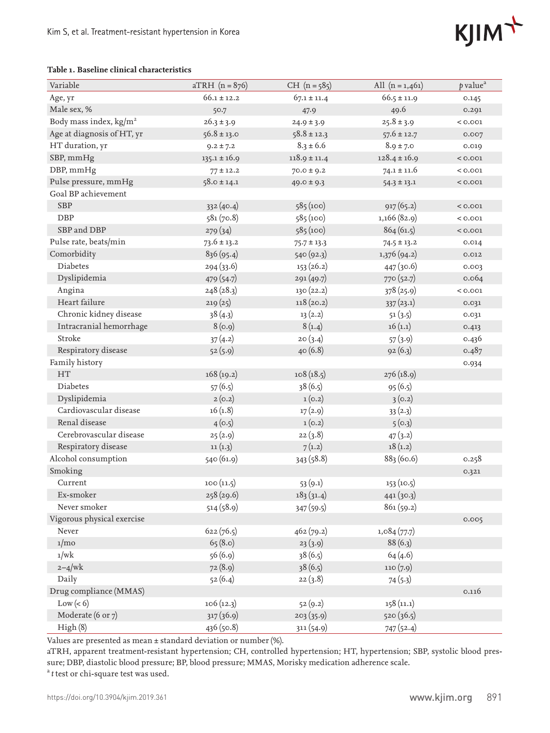**Table 1. Baseline clinical characteristics**

| Variable | aTRH (n = 876) | CH (n = 585) | All (n = 1,461) | p value[a] |
|---|---|---|---|---|
| Age, yr | 66.1 ± 12.2 | 67.1 ± 11.4 | 66.5 ± 11.9 | 0.145 |
| Male sex, % | 50.7 | 47.9 | 49.6 | 0.291 |
| Body mass index, kg/m² | 26.3 ± 3.9 | 24.9 ± 3.9 | 25.8 ± 3.9 | < 0.001 |
| Age at diagnosis of HT, yr | 56.8 ± 13.0 | 58.8 ± 12.3 | 57.6 ± 12.7 | 0.007 |
| HT duration, yr | 9.2 ± 7.2 | 8.3 ± 6.6 | 8.9 ± 7.0 | 0.019 |
| SBP, mmHg | 135.1 ± 16.9 | 118.9 ± 11.4 | 128.4 ± 16.9 | < 0.001 |
| DBP, mmHg | 77 ± 12.2 | 70.0 ± 9.2 | 74.1 ± 11.6 | < 0.001 |
| Pulse pressure, mmHg | 58.0 ± 14.1 | 49.0 ± 9.3 | 54.3 ± 13.1 | < 0.001 |
| Goal BP achievement | | | | |
| SBP | 332 (40.4) | 585 (100) | 917 (65.2) | < 0.001 |
| DBP | 581 (70.8) | 585 (100) | 1,166 (82.9) | < 0.001 |
| SBP and DBP | 279 (34) | 585 (100) | 864 (61.5) | < 0.001 |
| Pulse rate, beats/min | 73.6 ± 13.2 | 75.7 ± 13.3 | 74.5 ± 13.2 | 0.014 |
| Comorbidity | 836 (95.4) | 540 (92.3) | 1,376 (94.2) | 0.012 |
| Diabetes | 294 (33.6) | 153 (26.2) | 447 (30.6) | 0.003 |
| Dyslipidemia | 479 (54.7) | 291 (49.7) | 770 (52.7) | 0.064 |
| Angina | 248 (28.3) | 130 (22.2) | 378 (25.9) | < 0.001 |
| Heart failure | 219 (25) | 118 (20.2) | 337 (23.1) | 0.031 |
| Chronic kidney disease | 38 (4.3) | 13 (2.2) | 51 (3.5) | 0.031 |
| Intracranial hemorrhage | 8 (0.9) | 8 (1.4) | 16 (1.1) | 0.413 |
| Stroke | 37 (4.2) | 20 (3.4) | 57 (3.9) | 0.436 |
| Respiratory disease | 52 (5.9) | 40 (6.8) | 92 (6.3) | 0.487 |
| Family history | | | | 0.934 |
| HT | 168 (19.2) | 108 (18.5) | 276 (18.9) | |
| Diabetes | 57 (6.5) | 38 (6.5) | 95 (6.5) | |
| Dyslipidemia | 2 (0.2) | 1 (0.2) | 3 (0.2) | |
| Cardiovascular disease | 16 (1.8) | 17 (2.9) | 33 (2.3) | |
| Renal disease | 4 (0.5) | 1 (0.2) | 5 (0.3) | |
| Cerebrovascular disease | 25 (2.9) | 22 (3.8) | 47 (3.2) | |
| Respiratory disease | 11 (1.3) | 7 (1.2) | 18 (1.2) | |
| Alcohol consumption | 540 (61.9) | 343 (58.8) | 883 (60.6) | 0.258 |
| Smoking | | | | 0.321 |
| Current | 100 (11.5) | 53 (9.1) | 153 (10.5) | |
| Ex-smoker | 258 (29.6) | 183 (31.4) | 441 (30.3) | |
| Never smoker | 514 (58.9) | 347 (59.5) | 861 (59.2) | |
| Vigorous physical exercise | | | | 0.005 |
| Never | 622 (76.5) | 462 (79.2) | 1,084 (77.7) | |
| 1/mo | 65 (8.0) | 23 (3.9) | 88 (6.3) | |
| 1/wk | 56 (6.9) | 38 (6.5) | 64 (4.6) | |
| 2–4/wk | 72 (8.9) | 38 (6.5) | 110 (7.9) | |
| Daily | 52 (6.4) | 22 (3.8) | 74 (5.3) | |
| Drug compliance (MMAS) | | | | 0.116 |
| Low (< 6) | 106 (12.3) | 52 (9.2) | 158 (11.1) | |
| Moderate (6 or 7) | 317 (36.9) | 203 (35.9) | 520 (36.5) | |
| High (8) | 436 (50.8) | 311 (54.9) | 747 (52.4) | |

Values are presented as mean ± standard deviation or number (%).

aTRH, apparent treatment-resistant hypertension; CH, controlled hypertension; HT, hypertension; SBP, systolic blood pressure; DBP, diastolic blood pressure; BP, blood pressure; MMAS, Morisky medication adherence scale.

[a] *t* test or chi-square test was used.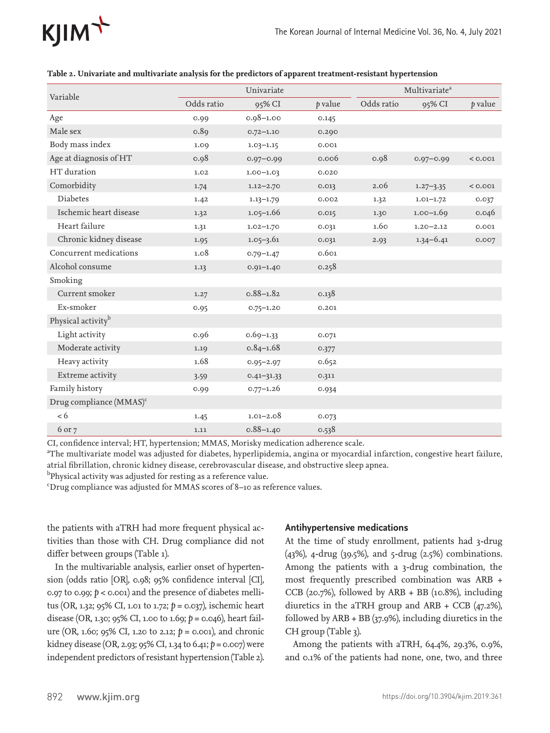**Table 2. Univariate and multivariate analysis for the predictors of apparent treatment-resistant hypertension**

| Variable | Univariate | | | Multivariate[a] | | |
|---|---|---|---|---|---|---|
| | Odds ratio | 95% CI | p value | Odds ratio | 95% CI | p value |
| Age | 0.99 | 0.98–1.00 | 0.145 | | | |
| Male sex | 0.89 | 0.72–1.10 | 0.290 | | | |
| Body mass index | 1.09 | 1.03–1.15 | 0.001 | | | |
| Age at diagnosis of HT | 0.98 | 0.97–0.99 | 0.006 | 0.98 | 0.97–0.99 | < 0.001 |
| HT duration | 1.02 | 1.00–1.03 | 0.020 | | | |
| Comorbidity | 1.74 | 1.12–2.70 | 0.013 | 2.06 | 1.27–3.35 | < 0.001 |
| Diabetes | 1.42 | 1.13–1.79 | 0.002 | 1.32 | 1.01–1.72 | 0.037 |
| Ischemic heart disease | 1.32 | 1.05–1.66 | 0.015 | 1.30 | 1.00–1.69 | 0.046 |
| Heart failure | 1.31 | 1.02–1.70 | 0.031 | 1.60 | 1.20–2.12 | 0.001 |
| Chronic kidney disease | 1.95 | 1.05–3.61 | 0.031 | 2.93 | 1.34–6.41 | 0.007 |
| Concurrent medications | 1.08 | 0.79–1.47 | 0.601 | | | |
| Alcohol consume | 1.13 | 0.91–1.40 | 0.258 | | | |
| Smoking | | | | | | |
| Current smoker | 1.27 | 0.88–1.82 | 0.138 | | | |
| Ex-smoker | 0.95 | 0.75–1.20 | 0.201 | | | |
| Physical activity[b] | | | | | | |
| Light activity | 0.96 | 0.69–1.33 | 0.071 | | | |
| Moderate activity | 1.19 | 0.84–1.68 | 0.377 | | | |
| Heavy activity | 1.68 | 0.95–2.97 | 0.652 | | | |
| Extreme activity | 3.59 | 0.41–31.33 | 0.311 | | | |
| Family history | 0.99 | 0.77–1.26 | 0.934 | | | |
| Drug compliance (MMAS)[c] | | | | | | |
| < 6 | 1.45 | 1.01–2.08 | 0.073 | | | |
| 6 or 7 | 1.11 | 0.88–1.40 | 0.538 | | | |

CI, confidence interval; HT, hypertension; MMAS, Morisky medication adherence scale.
[a]The multivariate model was adjusted for diabetes, hyperlipidemia, angina or myocardial infarction, congestive heart failure, atrial fibrillation, chronic kidney disease, cerebrovascular disease, and obstructive sleep apnea.
[b]Physical activity was adjusted for resting as a reference value.
[c]Drug compliance was adjusted for MMAS scores of 8–10 as reference values.

the patients with aTRH had more frequent physical activities than those with CH. Drug compliance did not differ between groups (Table 1).

In the multivariable analysis, earlier onset of hypertension (odds ratio [OR], 0.98; 95% confidence interval [CI], 0.97 to 0.99; $p < 0.001$) and the presence of diabetes mellitus (OR, 1.32; 95% CI, 1.01 to 1.72; $p = 0.037$), ischemic heart disease (OR, 1.30; 95% CI, 1.00 to 1.69; $p = 0.046$), heart failure (OR, 1.60; 95% CI, 1.20 to 2.12; $p = 0.001$), and chronic kidney disease (OR, 2.93; 95% CI, 1.34 to 6.41; $p = 0.007$) were independent predictors of resistant hypertension (Table 2).

### Antihypertensive medications

At the time of study enrollment, patients had 3-drug (43%), 4-drug (39.5%), and 5-drug (2.5%) combinations. Among the patients with a 3-drug combination, the most frequently prescribed combination was ARB + CCB (20.7%), followed by ARB + BB (10.8%), including diuretics in the aTRH group and ARB + CCB (47.2%), followed by ARB + BB (37.9%), including diuretics in the CH group (Table 3).

Among the patients with aTRH, 64.4%, 29.3%, 0.9%, and 0.1% of the patients had none, one, two, and three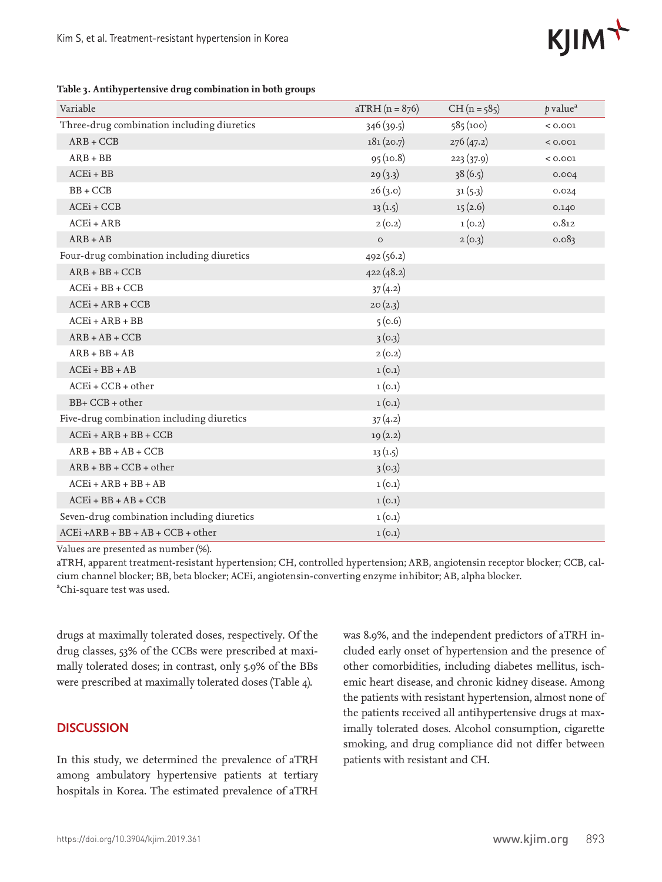**Table 3. Antihypertensive drug combination in both groups**

| Variable | aTRH (n = 876) | CH (n = 585) | *p* value[a] |
|---|---|---|---|
| Three-drug combination including diuretics | 346 (39.5) | 585 (100) | < 0.001 |
| ARB + CCB | 181 (20.7) | 276 (47.2) | < 0.001 |
| ARB + BB | 95 (10.8) | 223 (37.9) | < 0.001 |
| ACEi + BB | 29 (3.3) | 38 (6.5) | 0.004 |
| BB + CCB | 26 (3.0) | 31 (5.3) | 0.024 |
| ACEi + CCB | 13 (1.5) | 15 (2.6) | 0.140 |
| ACEi + ARB | 2 (0.2) | 1 (0.2) | 0.812 |
| ARB + AB | 0 | 2 (0.3) | 0.083 |
| Four-drug combination including diuretics | 492 (56.2) | | |
| ARB + BB + CCB | 422 (48.2) | | |
| ACEi + BB + CCB | 37 (4.2) | | |
| ACEi + ARB + CCB | 20 (2.3) | | |
| ACEi + ARB + BB | 5 (0.6) | | |
| ARB + AB + CCB | 3 (0.3) | | |
| ARB + BB + AB | 2 (0.2) | | |
| ACEi + BB + AB | 1 (0.1) | | |
| ACEi + CCB + other | 1 (0.1) | | |
| BB+ CCB + other | 1 (0.1) | | |
| Five-drug combination including diuretics | 37 (4.2) | | |
| ACEi + ARB + BB + CCB | 19 (2.2) | | |
| ARB + BB + AB + CCB | 13 (1.5) | | |
| ARB + BB + CCB + other | 3 (0.3) | | |
| ACEi + ARB + BB + AB | 1 (0.1) | | |
| ACEi + BB + AB + CCB | 1 (0.1) | | |
| Seven-drug combination including diuretics | 1 (0.1) | | |
| ACEi +ARB + BB + AB + CCB + other | 1 (0.1) | | |

Values are presented as number (%).

aTRH, apparent treatment-resistant hypertension; CH, controlled hypertension; ARB, angiotensin receptor blocker; CCB, calcium channel blocker; BB, beta blocker; ACEi, angiotensin-converting enzyme inhibitor; AB, alpha blocker.

[a]Chi-square test was used.

drugs at maximally tolerated doses, respectively. Of the drug classes, 53% of the CCBs were prescribed at maximally tolerated doses; in contrast, only 5.9% of the BBs were prescribed at maximally tolerated doses (Table 4).

## DISCUSSION

In this study, we determined the prevalence of aTRH among ambulatory hypertensive patients at tertiary hospitals in Korea. The estimated prevalence of aTRH was 8.9%, and the independent predictors of aTRH included early onset of hypertension and the presence of other comorbidities, including diabetes mellitus, ischemic heart disease, and chronic kidney disease. Among the patients with resistant hypertension, almost none of the patients received all antihypertensive drugs at maximally tolerated doses. Alcohol consumption, cigarette smoking, and drug compliance did not differ between patients with resistant and CH.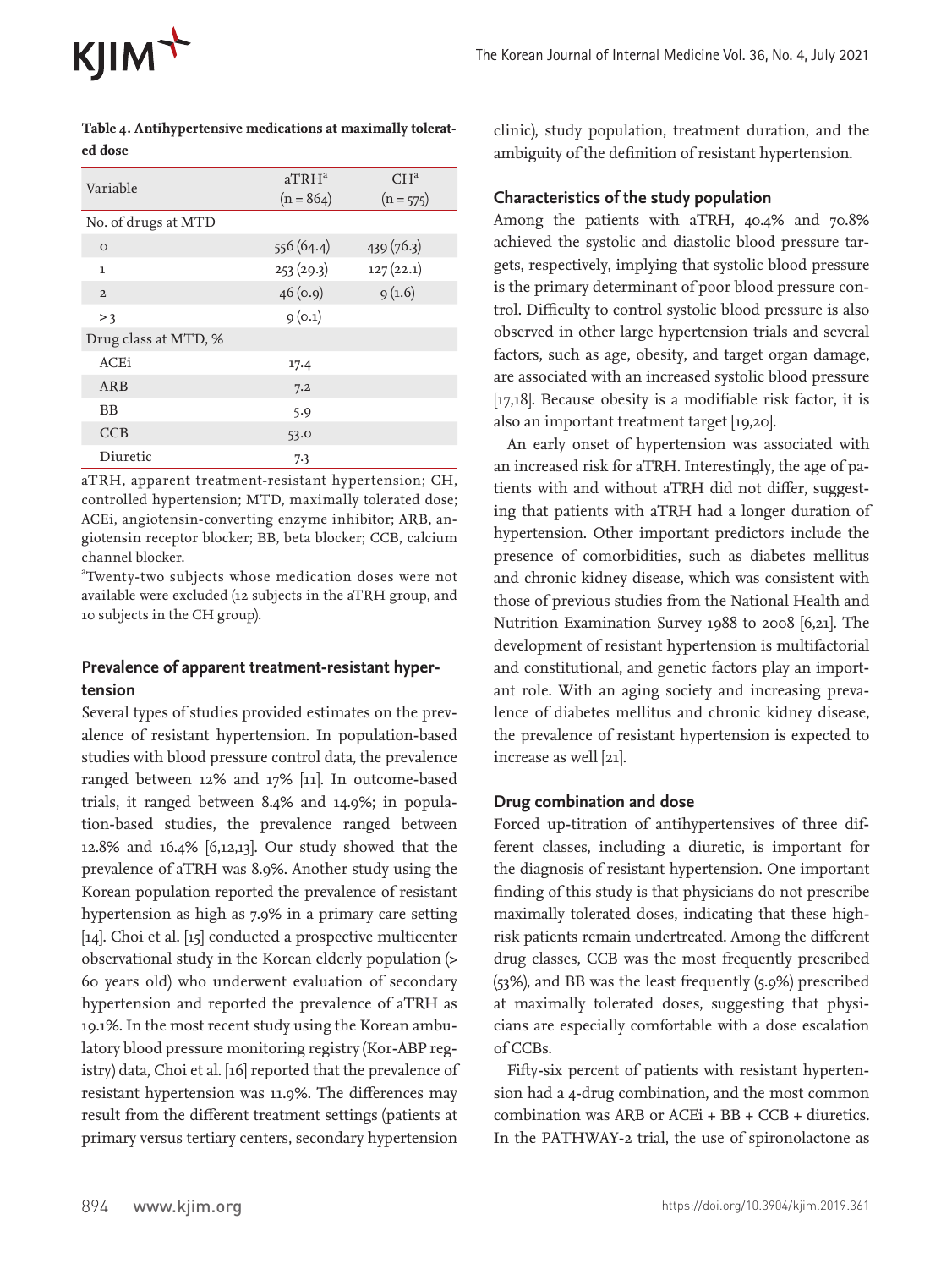**Table 4. Antihypertensive medications at maximally tolerated dose**

| Variable | aTRH[a] (n = 864) | CH[a] (n = 575) |
|---|---|---|
| No. of drugs at MTD | | |
| 0 | 556 (64.4) | 439 (76.3) |
| 1 | 253 (29.3) | 127 (22.1) |
| 2 | 46 (0.9) | 9 (1.6) |
| > 3 | 9 (0.1) | |
| Drug class at MTD, % | | |
| ACEi | 17.4 | |
| ARB | 7.2 | |
| BB | 5.9 | |
| CCB | 53.0 | |
| Diuretic | 7.3 | |

aTRH, apparent treatment-resistant hypertension; CH, controlled hypertension; MTD, maximally tolerated dose; ACEi, angiotensin-converting enzyme inhibitor; ARB, angiotensin receptor blocker; BB, beta blocker; CCB, calcium channel blocker.

[a]Twenty-two subjects whose medication doses were not available were excluded (12 subjects in the aTRH group, and 10 subjects in the CH group).

### Prevalence of apparent treatment-resistant hypertension

Several types of studies provided estimates on the prevalence of resistant hypertension. In population-based studies with blood pressure control data, the prevalence ranged between 12% and 17% [11]. In outcome-based trials, it ranged between 8.4% and 14.9%; in population-based studies, the prevalence ranged between 12.8% and 16.4% [6,12,13]. Our study showed that the prevalence of aTRH was 8.9%. Another study using the Korean population reported the prevalence of resistant hypertension as high as 7.9% in a primary care setting [14]. Choi et al. [15] conducted a prospective multicenter observational study in the Korean elderly population (> 60 years old) who underwent evaluation of secondary hypertension and reported the prevalence of aTRH as 19.1%. In the most recent study using the Korean ambulatory blood pressure monitoring registry (Kor-ABP registry) data, Choi et al. [16] reported that the prevalence of resistant hypertension was 11.9%. The differences may result from the different treatment settings (patients at primary versus tertiary centers, secondary hypertension clinic), study population, treatment duration, and the ambiguity of the definition of resistant hypertension.

### Characteristics of the study population

Among the patients with aTRH, 40.4% and 70.8% achieved the systolic and diastolic blood pressure targets, respectively, implying that systolic blood pressure is the primary determinant of poor blood pressure control. Difficulty to control systolic blood pressure is also observed in other large hypertension trials and several factors, such as age, obesity, and target organ damage, are associated with an increased systolic blood pressure [17,18]. Because obesity is a modifiable risk factor, it is also an important treatment target [19,20].

An early onset of hypertension was associated with an increased risk for aTRH. Interestingly, the age of patients with and without aTRH did not differ, suggesting that patients with aTRH had a longer duration of hypertension. Other important predictors include the presence of comorbidities, such as diabetes mellitus and chronic kidney disease, which was consistent with those of previous studies from the National Health and Nutrition Examination Survey 1988 to 2008 [6,21]. The development of resistant hypertension is multifactorial and constitutional, and genetic factors play an important role. With an aging society and increasing prevalence of diabetes mellitus and chronic kidney disease, the prevalence of resistant hypertension is expected to increase as well [21].

### Drug combination and dose

Forced up-titration of antihypertensives of three different classes, including a diuretic, is important for the diagnosis of resistant hypertension. One important finding of this study is that physicians do not prescribe maximally tolerated doses, indicating that these high-risk patients remain undertreated. Among the different drug classes, CCB was the most frequently prescribed (53%), and BB was the least frequently (5.9%) prescribed at maximally tolerated doses, suggesting that physicians are especially comfortable with a dose escalation of CCBs.

Fifty-six percent of patients with resistant hypertension had a 4-drug combination, and the most common combination was ARB or ACEi + BB + CCB + diuretics. In the PATHWAY-2 trial, the use of spironolactone as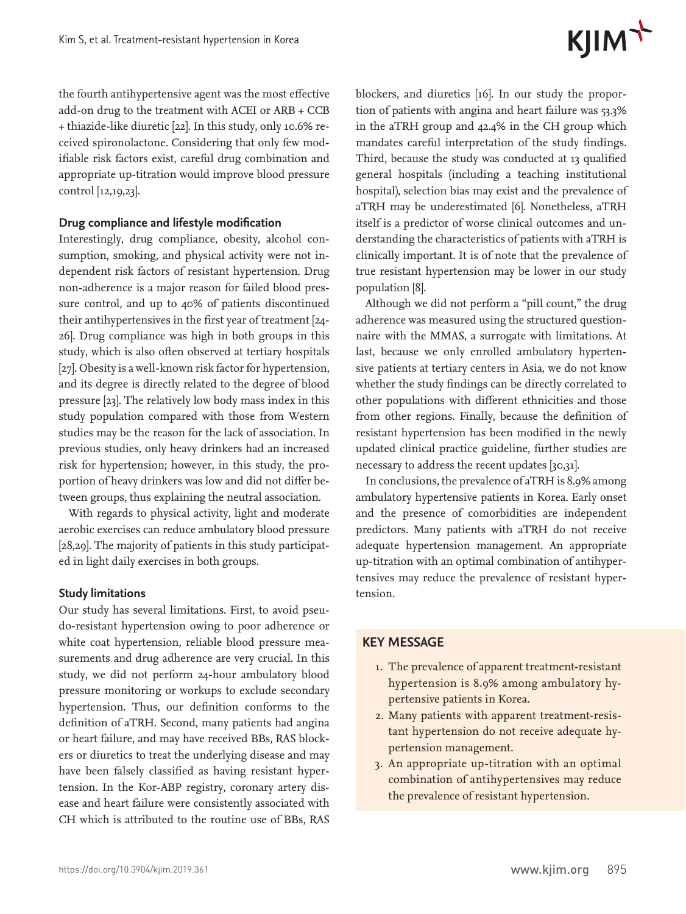the fourth antihypertensive agent was the most effective add-on drug to the treatment with ACEI or ARB + CCB + thiazide-like diuretic [22]. In this study, only 10.6% received spironolactone. Considering that only few modifiable risk factors exist, careful drug combination and appropriate up-titration would improve blood pressure control [12,19,23].

**Drug compliance and lifestyle modification**

Interestingly, drug compliance, obesity, alcohol consumption, smoking, and physical activity were not independent risk factors of resistant hypertension. Drug non-adherence is a major reason for failed blood pressure control, and up to 40% of patients discontinued their antihypertensives in the first year of treatment [24-26]. Drug compliance was high in both groups in this study, which is also often observed at tertiary hospitals [27]. Obesity is a well-known risk factor for hypertension, and its degree is directly related to the degree of blood pressure [23]. The relatively low body mass index in this study population compared with those from Western studies may be the reason for the lack of association. In previous studies, only heavy drinkers had an increased risk for hypertension; however, in this study, the proportion of heavy drinkers was low and did not differ between groups, thus explaining the neutral association.

With regards to physical activity, light and moderate aerobic exercises can reduce ambulatory blood pressure [28,29]. The majority of patients in this study participated in light daily exercises in both groups.

**Study limitations**

Our study has several limitations. First, to avoid pseudo-resistant hypertension owing to poor adherence or white coat hypertension, reliable blood pressure measurements and drug adherence are very crucial. In this study, we did not perform 24-hour ambulatory blood pressure monitoring or workups to exclude secondary hypertension. Thus, our definition conforms to the definition of aTRH. Second, many patients had angina or heart failure, and may have received BBs, RAS blockers or diuretics to treat the underlying disease and may have been falsely classified as having resistant hypertension. In the Kor-ABP registry, coronary artery disease and heart failure were consistently associated with CH which is attributed to the routine use of BBs, RAS blockers, and diuretics [16]. In our study the proportion of patients with angina and heart failure was 53.3% in the aTRH group and 42.4% in the CH group which mandates careful interpretation of the study findings. Third, because the study was conducted at 13 qualified general hospitals (including a teaching institutional hospital), selection bias may exist and the prevalence of aTRH may be underestimated [6]. Nonetheless, aTRH itself is a predictor of worse clinical outcomes and understanding the characteristics of patients with aTRH is clinically important. It is of note that the prevalence of true resistant hypertension may be lower in our study population [8].

Although we did not perform a "pill count," the drug adherence was measured using the structured questionnaire with the MMAS, a surrogate with limitations. At last, because we only enrolled ambulatory hypertensive patients at tertiary centers in Asia, we do not know whether the study findings can be directly correlated to other populations with different ethnicities and those from other regions. Finally, because the definition of resistant hypertension has been modified in the newly updated clinical practice guideline, further studies are necessary to address the recent updates [30,31].

In conclusions, the prevalence of aTRH is 8.9% among ambulatory hypertensive patients in Korea. Early onset and the presence of comorbidities are independent predictors. Many patients with aTRH do not receive adequate hypertension management. An appropriate up-titration with an optimal combination of antihypertensives may reduce the prevalence of resistant hypertension.

## KEY MESSAGE

1. The prevalence of apparent treatment-resistant hypertension is 8.9% among ambulatory hypertensive patients in Korea.
2. Many patients with apparent treatment-resistant hypertension do not receive adequate hypertension management.
3. An appropriate up-titration with an optimal combination of antihypertensives may reduce the prevalence of resistant hypertension.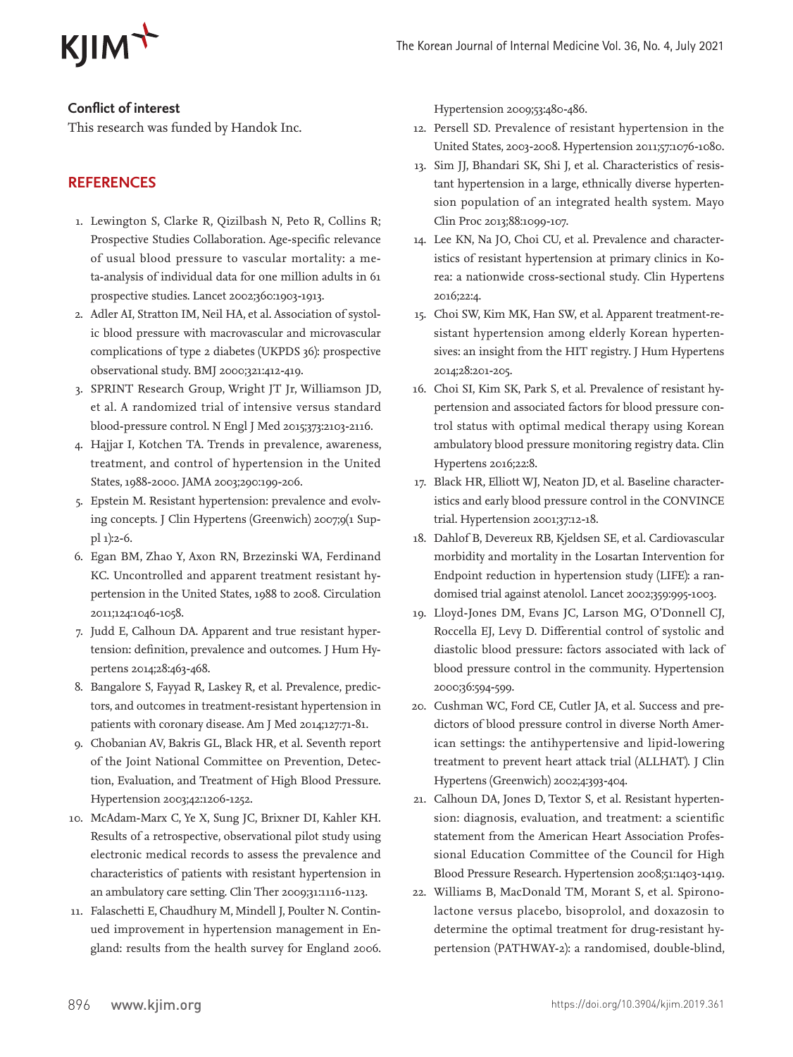**Conflict of interest**

This research was funded by Handok Inc.

## REFERENCES

1. Lewington S, Clarke R, Qizilbash N, Peto R, Collins R; Prospective Studies Collaboration. Age-specific relevance of usual blood pressure to vascular mortality: a meta-analysis of individual data for one million adults in 61 prospective studies. Lancet 2002;360:1903-1913.
2. Adler AI, Stratton IM, Neil HA, et al. Association of systolic blood pressure with macrovascular and microvascular complications of type 2 diabetes (UKPDS 36): prospective observational study. BMJ 2000;321:412-419.
3. SPRINT Research Group, Wright JT Jr, Williamson JD, et al. A randomized trial of intensive versus standard blood-pressure control. N Engl J Med 2015;373:2103-2116.
4. Hajjar I, Kotchen TA. Trends in prevalence, awareness, treatment, and control of hypertension in the United States, 1988-2000. JAMA 2003;290:199-206.
5. Epstein M. Resistant hypertension: prevalence and evolving concepts. J Clin Hypertens (Greenwich) 2007;9(1 Suppl 1):2-6.
6. Egan BM, Zhao Y, Axon RN, Brzezinski WA, Ferdinand KC. Uncontrolled and apparent treatment resistant hypertension in the United States, 1988 to 2008. Circulation 2011;124:1046-1058.
7. Judd E, Calhoun DA. Apparent and true resistant hypertension: definition, prevalence and outcomes. J Hum Hypertens 2014;28:463-468.
8. Bangalore S, Fayyad R, Laskey R, et al. Prevalence, predictors, and outcomes in treatment-resistant hypertension in patients with coronary disease. Am J Med 2014;127:71-81.
9. Chobanian AV, Bakris GL, Black HR, et al. Seventh report of the Joint National Committee on Prevention, Detection, Evaluation, and Treatment of High Blood Pressure. Hypertension 2003;42:1206-1252.
10. McAdam-Marx C, Ye X, Sung JC, Brixner DI, Kahler KH. Results of a retrospective, observational pilot study using electronic medical records to assess the prevalence and characteristics of patients with resistant hypertension in an ambulatory care setting. Clin Ther 2009;31:1116-1123.
11. Falaschetti E, Chaudhury M, Mindell J, Poulter N. Continued improvement in hypertension management in England: results from the health survey for England 2006. Hypertension 2009;53:480-486.
12. Persell SD. Prevalence of resistant hypertension in the United States, 2003-2008. Hypertension 2011;57:1076-1080.
13. Sim JJ, Bhandari SK, Shi J, et al. Characteristics of resistant hypertension in a large, ethnically diverse hypertension population of an integrated health system. Mayo Clin Proc 2013;88:1099-107.
14. Lee KN, Na JO, Choi CU, et al. Prevalence and characteristics of resistant hypertension at primary clinics in Korea: a nationwide cross-sectional study. Clin Hypertens 2016;22:4.
15. Choi SW, Kim MK, Han SW, et al. Apparent treatment-resistant hypertension among elderly Korean hypertensives: an insight from the HIT registry. J Hum Hypertens 2014;28:201-205.
16. Choi SI, Kim SK, Park S, et al. Prevalence of resistant hypertension and associated factors for blood pressure control status with optimal medical therapy using Korean ambulatory blood pressure monitoring registry data. Clin Hypertens 2016;22:8.
17. Black HR, Elliott WJ, Neaton JD, et al. Baseline characteristics and early blood pressure control in the CONVINCE trial. Hypertension 2001;37:12-18.
18. Dahlof B, Devereux RB, Kjeldsen SE, et al. Cardiovascular morbidity and mortality in the Losartan Intervention for Endpoint reduction in hypertension study (LIFE): a randomised trial against atenolol. Lancet 2002;359:995-1003.
19. Lloyd-Jones DM, Evans JC, Larson MG, O'Donnell CJ, Roccella EJ, Levy D. Differential control of systolic and diastolic blood pressure: factors associated with lack of blood pressure control in the community. Hypertension 2000;36:594-599.
20. Cushman WC, Ford CE, Cutler JA, et al. Success and predictors of blood pressure control in diverse North American settings: the antihypertensive and lipid-lowering treatment to prevent heart attack trial (ALLHAT). J Clin Hypertens (Greenwich) 2002;4:393-404.
21. Calhoun DA, Jones D, Textor S, et al. Resistant hypertension: diagnosis, evaluation, and treatment: a scientific statement from the American Heart Association Professional Education Committee of the Council for High Blood Pressure Research. Hypertension 2008;51:1403-1419.
22. Williams B, MacDonald TM, Morant S, et al. Spironolactone versus placebo, bisoprolol, and doxazosin to determine the optimal treatment for drug-resistant hypertension (PATHWAY-2): a randomised, double-blind,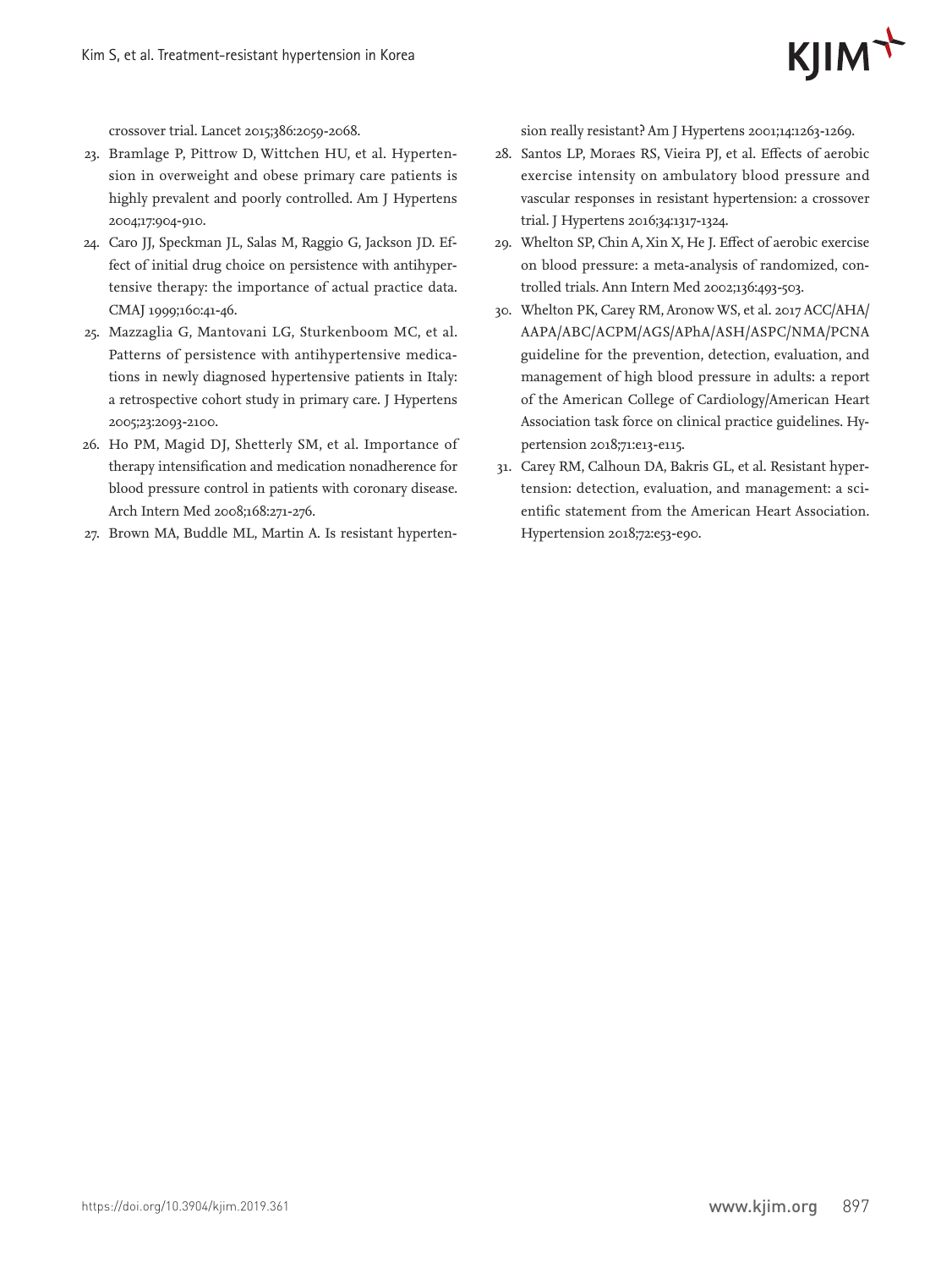crossover trial. Lancet 2015;386:2059-2068.

23. Bramlage P, Pittrow D, Wittchen HU, et al. Hypertension in overweight and obese primary care patients is highly prevalent and poorly controlled. Am J Hypertens 2004;17:904-910.
24. Caro JJ, Speckman JL, Salas M, Raggio G, Jackson JD. Effect of initial drug choice on persistence with antihypertensive therapy: the importance of actual practice data. CMAJ 1999;160:41-46.
25. Mazzaglia G, Mantovani LG, Sturkenboom MC, et al. Patterns of persistence with antihypertensive medications in newly diagnosed hypertensive patients in Italy: a retrospective cohort study in primary care. J Hypertens 2005;23:2093-2100.
26. Ho PM, Magid DJ, Shetterly SM, et al. Importance of therapy intensification and medication nonadherence for blood pressure control in patients with coronary disease. Arch Intern Med 2008;168:271-276.
27. Brown MA, Buddle ML, Martin A. Is resistant hypertension really resistant? Am J Hypertens 2001;14:1263-1269.
28. Santos LP, Moraes RS, Vieira PJ, et al. Effects of aerobic exercise intensity on ambulatory blood pressure and vascular responses in resistant hypertension: a crossover trial. J Hypertens 2016;34:1317-1324.
29. Whelton SP, Chin A, Xin X, He J. Effect of aerobic exercise on blood pressure: a meta-analysis of randomized, controlled trials. Ann Intern Med 2002;136:493-503.
30. Whelton PK, Carey RM, Aronow WS, et al. 2017 ACC/AHA/AAPA/ABC/ACPM/AGS/APhA/ASH/ASPC/NMA/PCNA guideline for the prevention, detection, evaluation, and management of high blood pressure in adults: a report of the American College of Cardiology/American Heart Association task force on clinical practice guidelines. Hypertension 2018;71:e13-e115.
31. Carey RM, Calhoun DA, Bakris GL, et al. Resistant hypertension: detection, evaluation, and management: a scientific statement from the American Heart Association. Hypertension 2018;72:e53-e90.